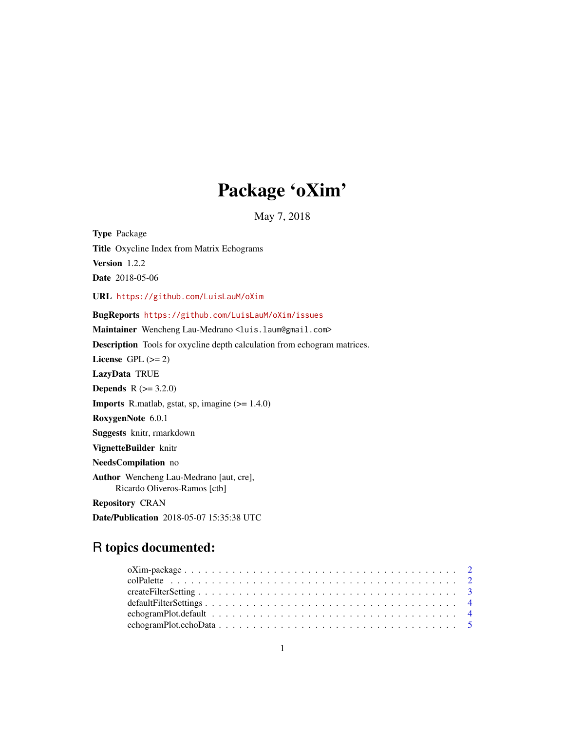# Package 'oXim'

May 7, 2018

**Type** Package

**Title** Oxycline Index from Matrix Echograms

**Version** 1.2.2

**Date** 2018-05-06

**URL** https://github.com/LuisLauM/oXim

**BugReports** https://github.com/LuisLauM/oXim/issues

**Maintainer** Wencheng Lau-Medrano <luis.laum@gmail.com>

**Description** Tools for oxycline depth calculation from echogram matrices.

**License** GPL (>= 2)

**LazyData** TRUE

**Depends** R (>= 3.2.0)

**Imports** R.matlab, gstat, sp, imagine (>= 1.4.0)

**RoxygenNote** 6.0.1

**Suggests** knitr, rmarkdown

**VignetteBuilder** knitr

**NeedsCompilation** no

**Author** Wencheng Lau-Medrano [aut, cre],
Ricardo Oliveros-Ramos [ctb]

**Repository** CRAN

**Date/Publication** 2018-05-07 15:35:38 UTC

## R topics documented:

- oXim-package . . . . . . . . . . . . . . . . . . . . . . . . . . . . . . . . . . . . . . . . . 2
- colPalette . . . . . . . . . . . . . . . . . . . . . . . . . . . . . . . . . . . . . . . . . . 2
- createFilterSetting . . . . . . . . . . . . . . . . . . . . . . . . . . . . . . . . . . . . . . 3
- defaultFilterSettings . . . . . . . . . . . . . . . . . . . . . . . . . . . . . . . . . . . . . 4
- echogramPlot.default . . . . . . . . . . . . . . . . . . . . . . . . . . . . . . . . . . . . 4
- echogramPlot.echoData . . . . . . . . . . . . . . . . . . . . . . . . . . . . . . . . . . . 5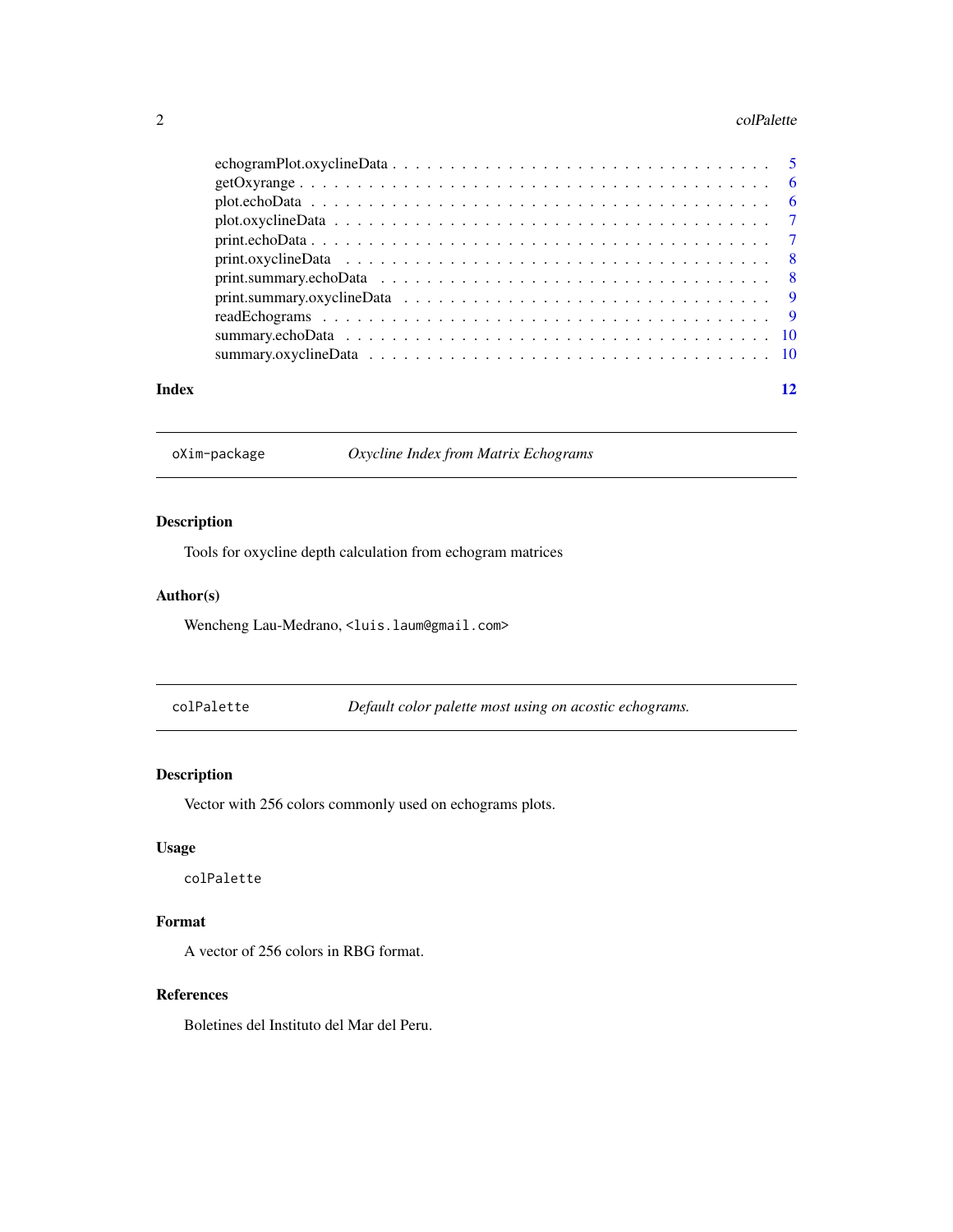| | |
|---|---|
| echogramPlot.oxyclineData | 5 |
| getOxyrange | 6 |
| plot.echoData | 6 |
| plot.oxyclineData | 7 |
| print.echoData | 7 |
| print.oxyclineData | 8 |
| print.summary.echoData | 8 |
| print.summary.oxyclineData | 9 |
| readEchograms | 9 |
| summary.echoData | 10 |
| summary.oxyclineData | 10 |

**Index** **12**

---

`oXim-package` *Oxycline Index from Matrix Echograms*

---

### Description

Tools for oxycline depth calculation from echogram matrices

### Author(s)

Wencheng Lau-Medrano, <luis.laum@gmail.com>

---

`colPalette` *Default color palette most using on acostic echograms.*

---

### Description

Vector with 256 colors commonly used on echograms plots.

### Usage

```
colPalette
```

### Format

A vector of 256 colors in RBG format.

### References

Boletines del Instituto del Mar del Peru.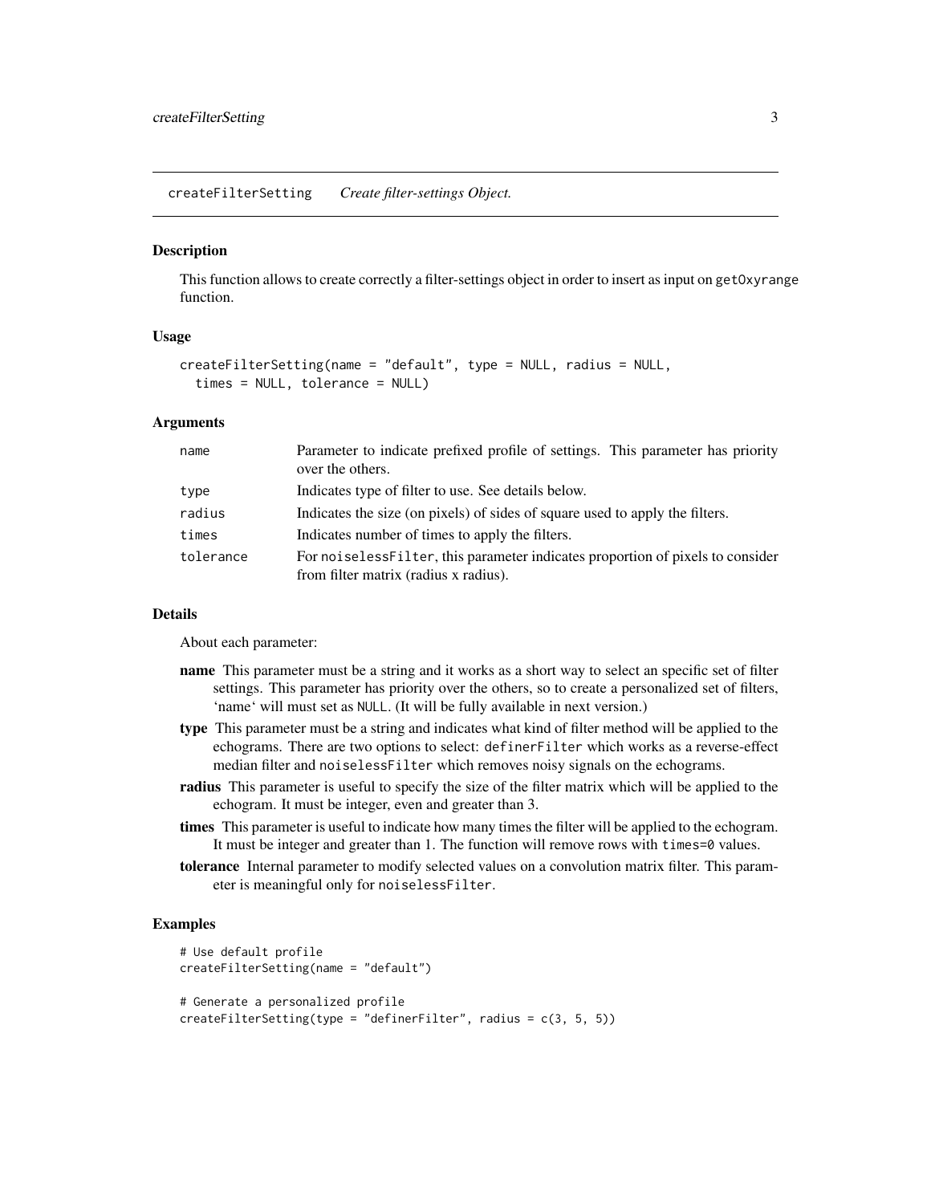## createFilterSetting *Create filter-settings Object.*

### Description

This function allows to create correctly a filter-settings object in order to insert as input on `getOxyrange` function.

### Usage

```
createFilterSetting(name = "default", type = NULL, radius = NULL,
  times = NULL, tolerance = NULL)
```

### Arguments

| | |
|---|---|
| `name` | Parameter to indicate prefixed profile of settings. This parameter has priority over the others. |
| `type` | Indicates type of filter to use. See details below. |
| `radius` | Indicates the size (on pixels) of sides of square used to apply the filters. |
| `times` | Indicates number of times to apply the filters. |
| `tolerance` | For `noiselessFilter`, this parameter indicates proportion of pixels to consider from filter matrix (radius x radius). |

### Details

About each parameter:

**name** This parameter must be a string and it works as a short way to select an specific set of filter settings. This parameter has priority over the others, so to create a personalized set of filters, 'name' will must set as `NULL`. (It will be fully available in next version.)

**type** This parameter must be a string and indicates what kind of filter method will be applied to the echograms. There are two options to select: `definerFilter` which works as a reverse-effect median filter and `noiselessFilter` which removes noisy signals on the echograms.

**radius** This parameter is useful to specify the size of the filter matrix which will be applied to the echogram. It must be integer, even and greater than 3.

**times** This parameter is useful to indicate how many times the filter will be applied to the echogram. It must be integer and greater than 1. The function will remove rows with `times=0` values.

**tolerance** Internal parameter to modify selected values on a convolution matrix filter. This parameter is meaningful only for `noiselessFilter`.

### Examples

```
# Use default profile
createFilterSetting(name = "default")

# Generate a personalized profile
createFilterSetting(type = "definerFilter", radius = c(3, 5, 5))
```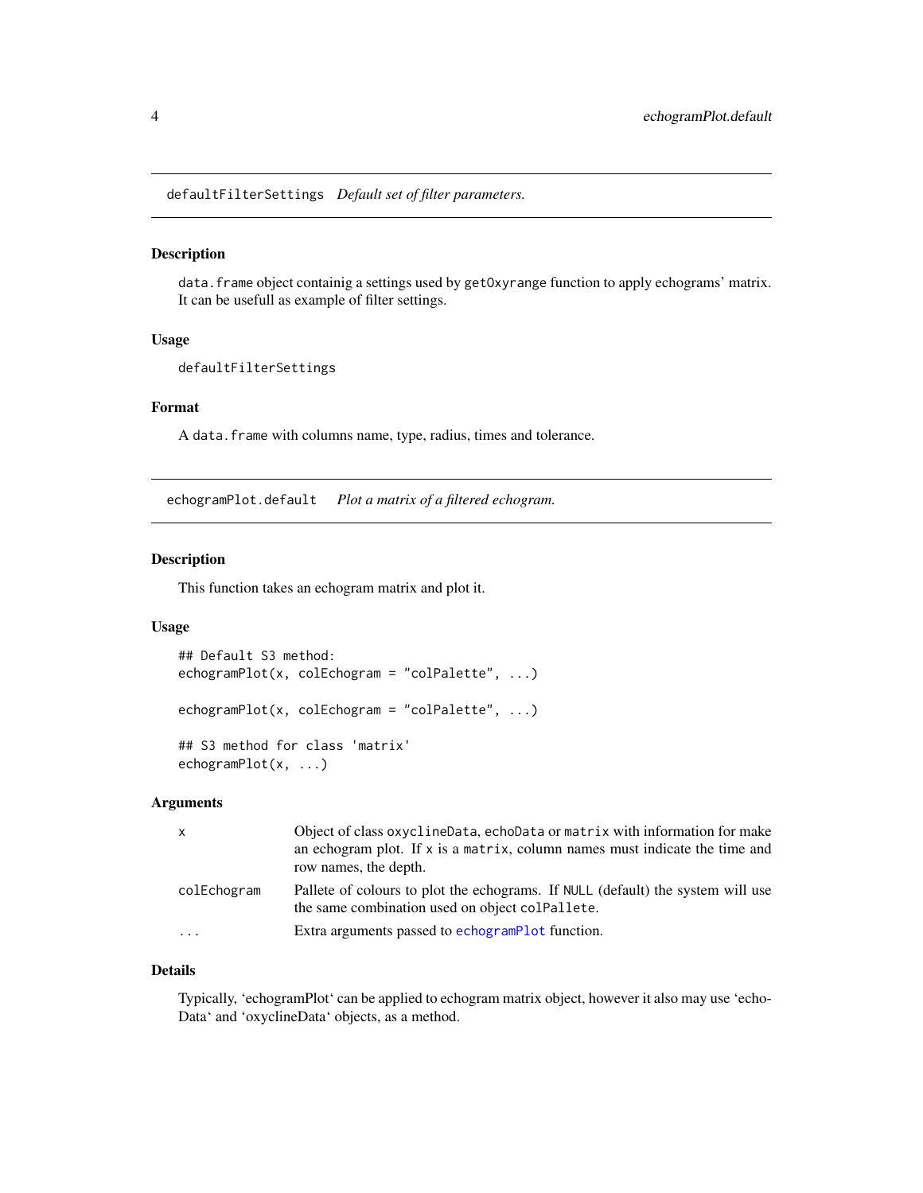## `defaultFilterSettings` *Default set of filter parameters.*

### Description

`data.frame` object containig a settings used by `getOxyrange` function to apply echograms' matrix. It can be usefull as example of filter settings.

### Usage

```
defaultFilterSettings
```

### Format

A `data.frame` with columns name, type, radius, times and tolerance.

## `echogramPlot.default` *Plot a matrix of a filtered echogram.*

### Description

This function takes an echogram matrix and plot it.

### Usage

```
## Default S3 method:
echogramPlot(x, colEchogram = "colPalette", ...)

echogramPlot(x, colEchogram = "colPalette", ...)

## S3 method for class 'matrix'
echogramPlot(x, ...)
```

### Arguments

| | |
|---|---|
| `x` | Object of class `oxyclineData`, `echoData` or `matrix` with information for make an echogram plot. If `x` is a `matrix`, column names must indicate the time and row names, the depth. |
| `colEchogram` | Pallete of colours to plot the echograms. If `NULL` (default) the system will use the same combination used on object `colPallete`. |
| `...` | Extra arguments passed to `echogramPlot` function. |

### Details

Typically, 'echogramPlot' can be applied to echogram matrix object, however it also may use 'echoData' and 'oxyclineData' objects, as a method.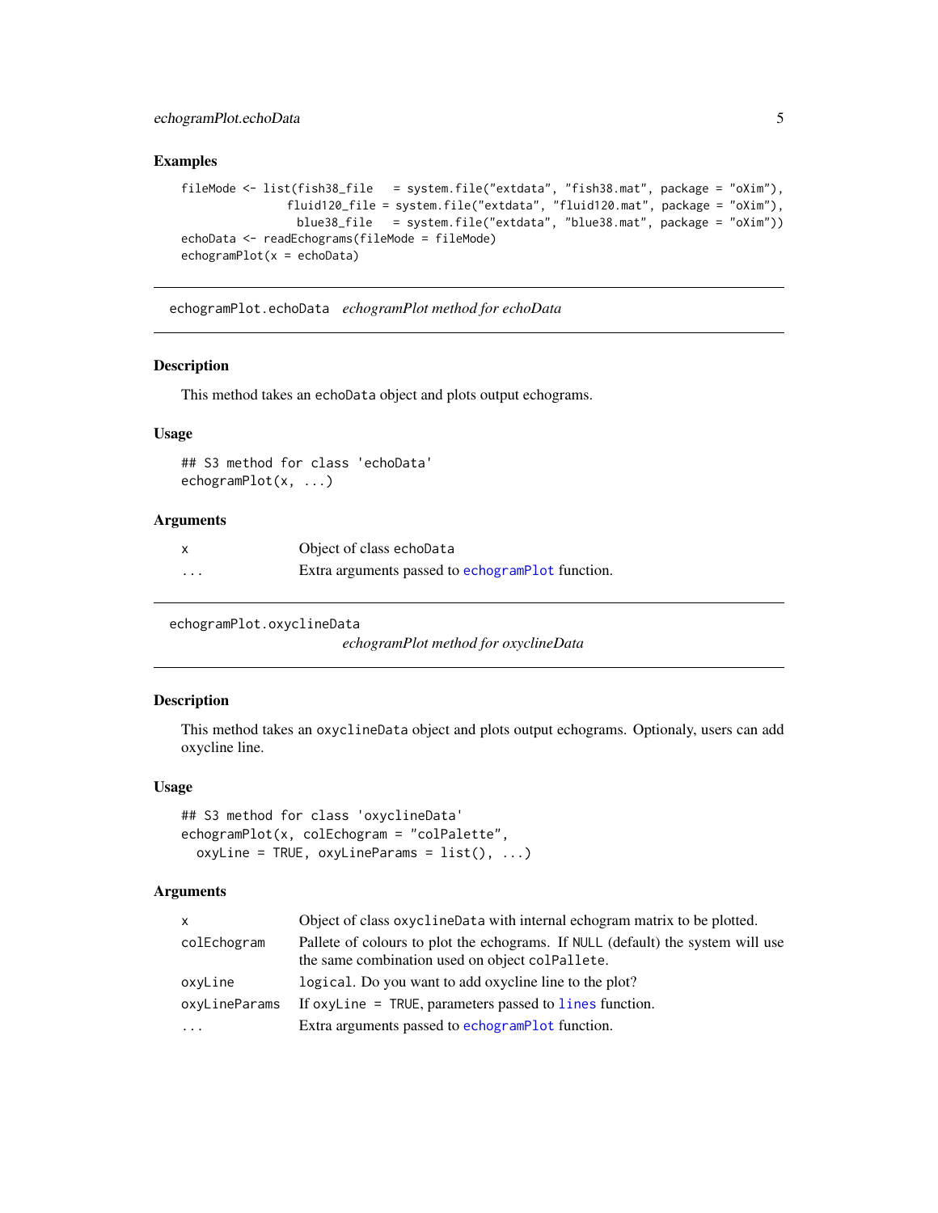### Examples

```
fileMode <- list(fish38_file   = system.file("extdata", "fish38.mat", package = "oXim"),
                 fluid120_file = system.file("extdata", "fluid120.mat", package = "oXim"),
                  blue38_file   = system.file("extdata", "blue38.mat", package = "oXim"))
echoData <- readEchograms(fileMode = fileMode)
echogramPlot(x = echoData)
```

---

## echogramPlot.echoData *echogramPlot method for echoData*

### Description

This method takes an echoData object and plots output echograms.

### Usage

```
## S3 method for class 'echoData'
echogramPlot(x, ...)
```

### Arguments

| | |
|---|---|
| x | Object of class echoData |
| ... | Extra arguments passed to echogramPlot function. |

---

## echogramPlot.oxyclineData *echogramPlot method for oxyclineData*

### Description

This method takes an oxyclineData object and plots output echograms. Optionaly, users can add oxycline line.

### Usage

```
## S3 method for class 'oxyclineData'
echogramPlot(x, colEchogram = "colPalette",
  oxyLine = TRUE, oxyLineParams = list(), ...)
```

### Arguments

| | |
|---|---|
| x | Object of class oxyclineData with internal echogram matrix to be plotted. |
| colEchogram | Pallete of colours to plot the echograms. If NULL (default) the system will use the same combination used on object colPallete. |
| oxyLine | logical. Do you want to add oxycline line to the plot? |
| oxyLineParams | If oxyLine = TRUE, parameters passed to lines function. |
| ... | Extra arguments passed to echogramPlot function. |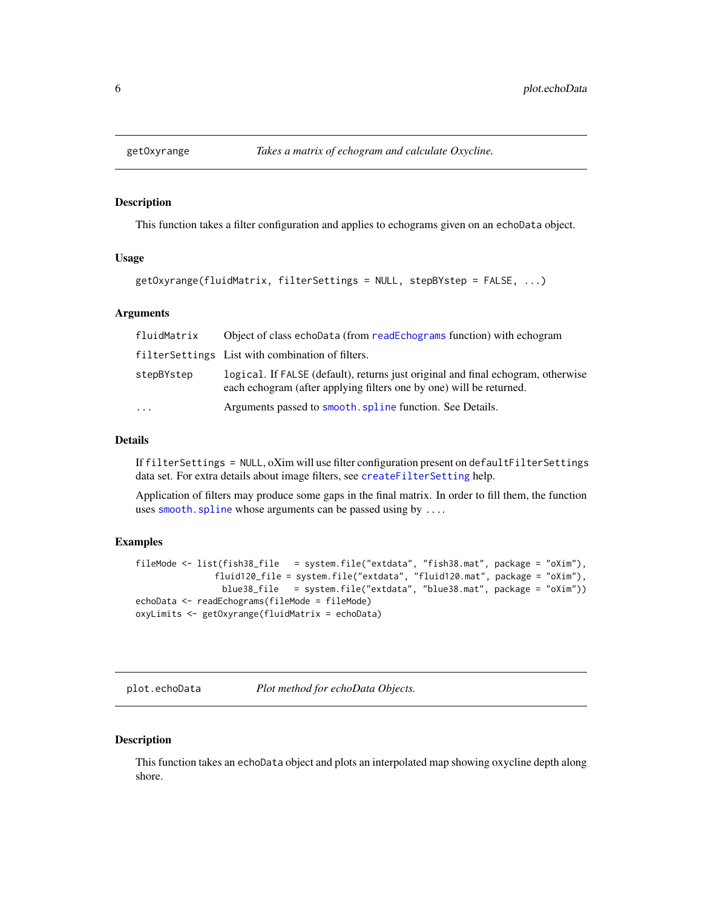## getOxyrange — *Takes a matrix of echogram and calculate Oxycline.*

### Description

This function takes a filter configuration and applies to echograms given on an `echoData` object.

### Usage

```
getOxyrange(fluidMatrix, filterSettings = NULL, stepBYstep = FALSE, ...)
```

### Arguments

| Argument | Description |
|---|---|
| `fluidMatrix` | Object of class `echoData` (from `readEchograms` function) with echogram |
| `filterSettings` | List with combination of filters. |
| `stepBYstep` | `logical`. If `FALSE` (default), returns just original and final echogram, otherwise each echogram (after applying filters one by one) will be returned. |
| `...` | Arguments passed to `smooth.spline` function. See Details. |

### Details

If `filterSettings = NULL`, oXim will use filter configuration present on `defaultFilterSettings` data set. For extra details about image filters, see `createFilterSetting` help.

Application of filters may produce some gaps in the final matrix. In order to fill them, the function uses `smooth.spline` whose arguments can be passed using by `...`.

### Examples

```
fileMode <- list(fish38_file   = system.file("extdata", "fish38.mat", package = "oXim"),
                fluid120_file = system.file("extdata", "fluid120.mat", package = "oXim"),
                 blue38_file   = system.file("extdata", "blue38.mat", package = "oXim"))
echoData <- readEchograms(fileMode = fileMode)
oxyLimits <- getOxyrange(fluidMatrix = echoData)
```

## plot.echoData — *Plot method for echoData Objects.*

### Description

This function takes an `echoData` object and plots an interpolated map showing oxycline depth along shore.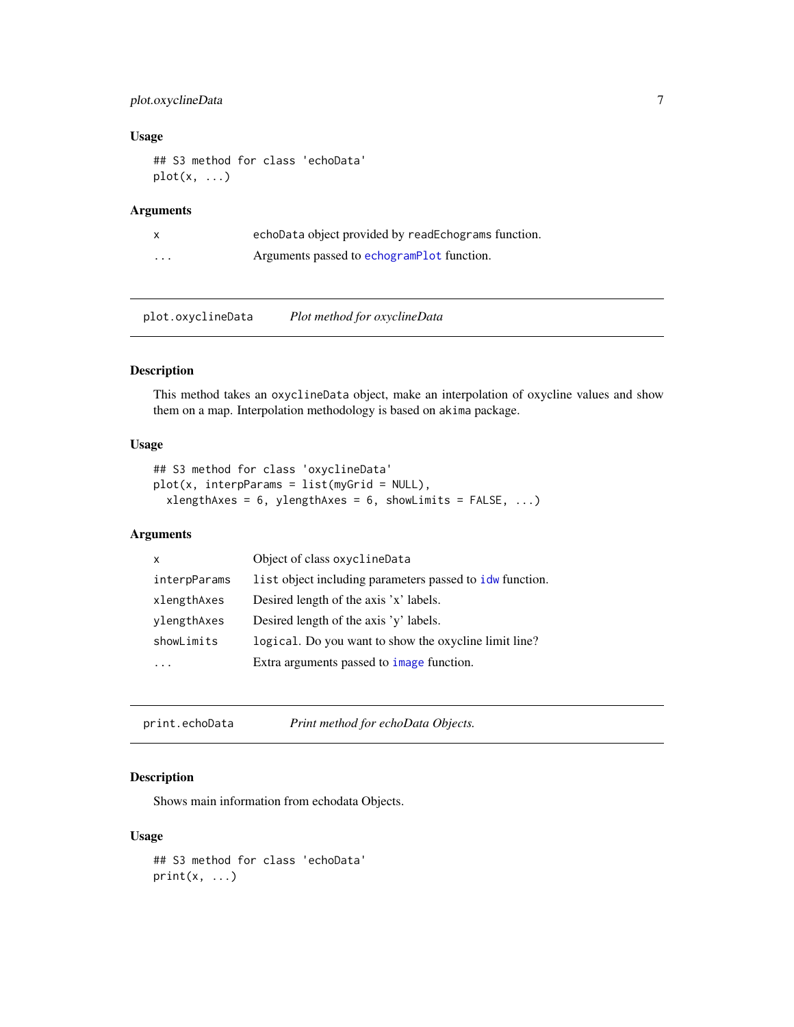### Usage

```
## S3 method for class 'echoData'
plot(x, ...)
```

### Arguments

| | |
|---|---|
| `x` | `echoData` object provided by `readEchograms` function. |
| `...` | Arguments passed to `echogramPlot` function. |

---

## `plot.oxyclineData` *Plot method for oxyclineData*

---

### Description

This method takes an `oxyclineData` object, make an interpolation of oxycline values and show them on a map. Interpolation methodology is based on `akima` package.

### Usage

```
## S3 method for class 'oxyclineData'
plot(x, interpParams = list(myGrid = NULL),
  xlengthAxes = 6, ylengthAxes = 6, showLimits = FALSE, ...)
```

### Arguments

| | |
|---|---|
| `x` | Object of class `oxyclineData` |
| `interpParams` | `list` object including parameters passed to `idw` function. |
| `xlengthAxes` | Desired length of the axis 'x' labels. |
| `ylengthAxes` | Desired length of the axis 'y' labels. |
| `showLimits` | `logical`. Do you want to show the oxycline limit line? |
| `...` | Extra arguments passed to `image` function. |

---

## `print.echoData` *Print method for echoData Objects.*

---

### Description

Shows main information from echodata Objects.

### Usage

```
## S3 method for class 'echoData'
print(x, ...)
```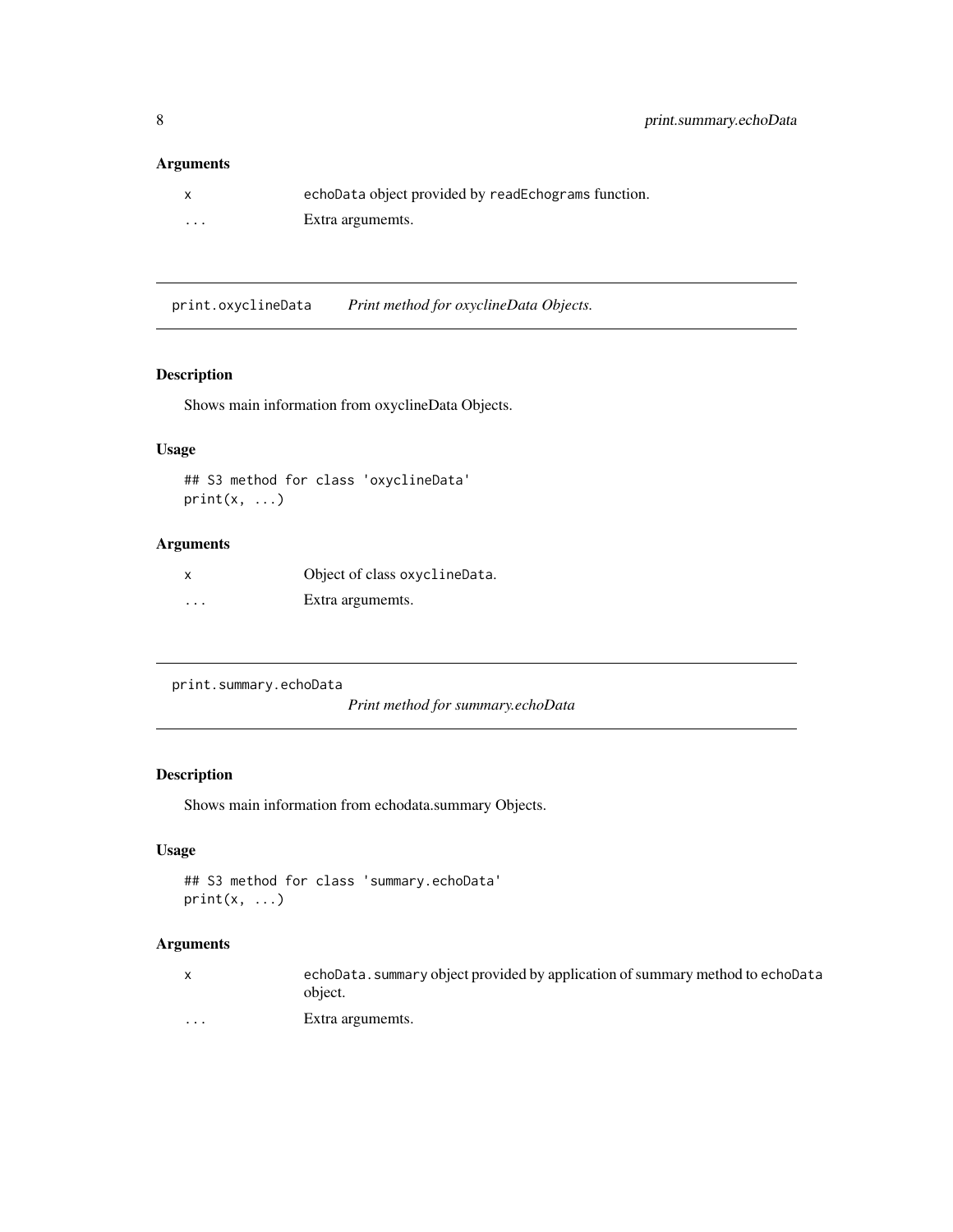## Arguments

| | |
|---|---|
| x | echoData object provided by readEchograms function. |
| ... | Extra argumemts. |

---

## print.oxyclineData — *Print method for oxyclineData Objects.*

### Description

Shows main information from oxyclineData Objects.

### Usage

```
## S3 method for class 'oxyclineData'
print(x, ...)
```

### Arguments

| | |
|---|---|
| x | Object of class oxyclineData. |
| ... | Extra argumemts. |

---

## print.summary.echoData — *Print method for summary.echoData*

### Description

Shows main information from echodata.summary Objects.

### Usage

```
## S3 method for class 'summary.echoData'
print(x, ...)
```

### Arguments

| | |
|---|---|
| x | echoData.summary object provided by application of summary method to echoData object. |
| ... | Extra argumemts. |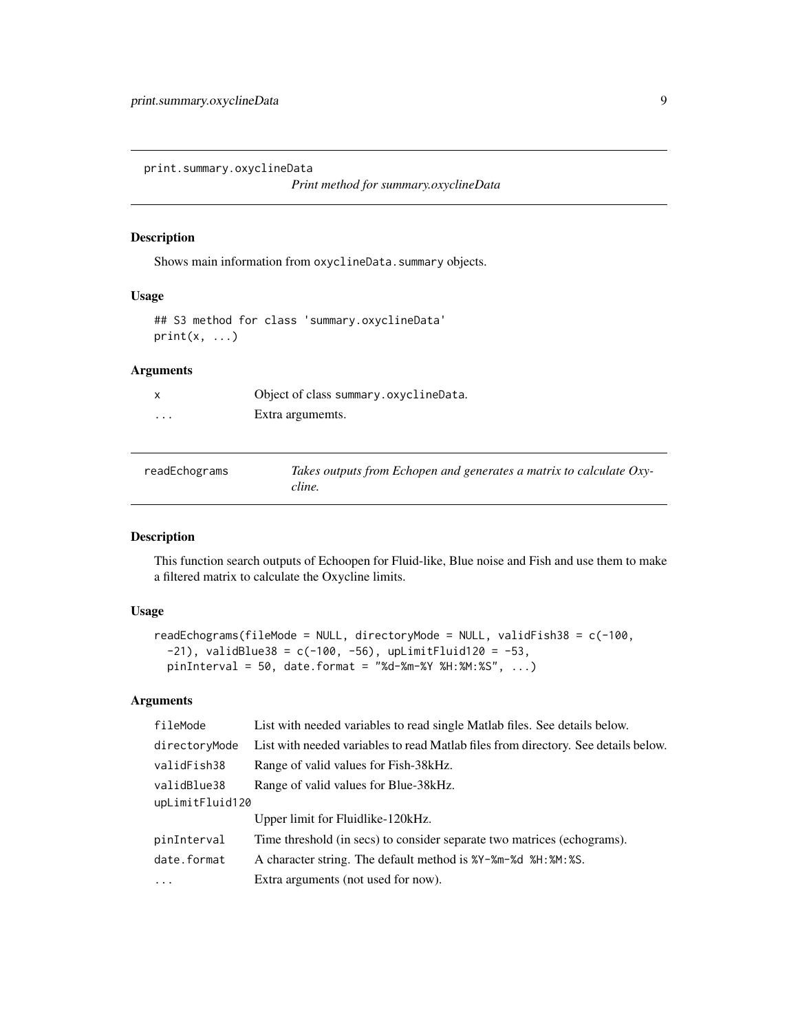## print.summary.oxyclineData

*Print method for summary.oxyclineData*

### Description

Shows main information from `oxyclineData.summary` objects.

### Usage

```
## S3 method for class 'summary.oxyclineData'
print(x, ...)
```

### Arguments

| | |
|---|---|
| `x` | Object of class `summary.oxyclineData`. |
| `...` | Extra argumemts. |

## readEchograms

*Takes outputs from Echopen and generates a matrix to calculate Oxycline.*

### Description

This function search outputs of Echoopen for Fluid-like, Blue noise and Fish and use them to make a filtered matrix to calculate the Oxycline limits.

### Usage

```
readEchograms(fileMode = NULL, directoryMode = NULL, validFish38 = c(-100,
  -21), validBlue38 = c(-100, -56), upLimitFluid120 = -53,
  pinInterval = 50, date.format = "%d-%m-%Y %H:%M:%S", ...)
```

### Arguments

| | |
|---|---|
| `fileMode` | List with needed variables to read single Matlab files. See details below. |
| `directoryMode` | List with needed variables to read Matlab files from directory. See details below. |
| `validFish38` | Range of valid values for Fish-38kHz. |
| `validBlue38` | Range of valid values for Blue-38kHz. |
| `upLimitFluid120` | Upper limit for Fluidlike-120kHz. |
| `pinInterval` | Time threshold (in secs) to consider separate two matrices (echograms). |
| `date.format` | A character string. The default method is `%Y-%m-%d %H:%M:%S`. |
| `...` | Extra arguments (not used for now). |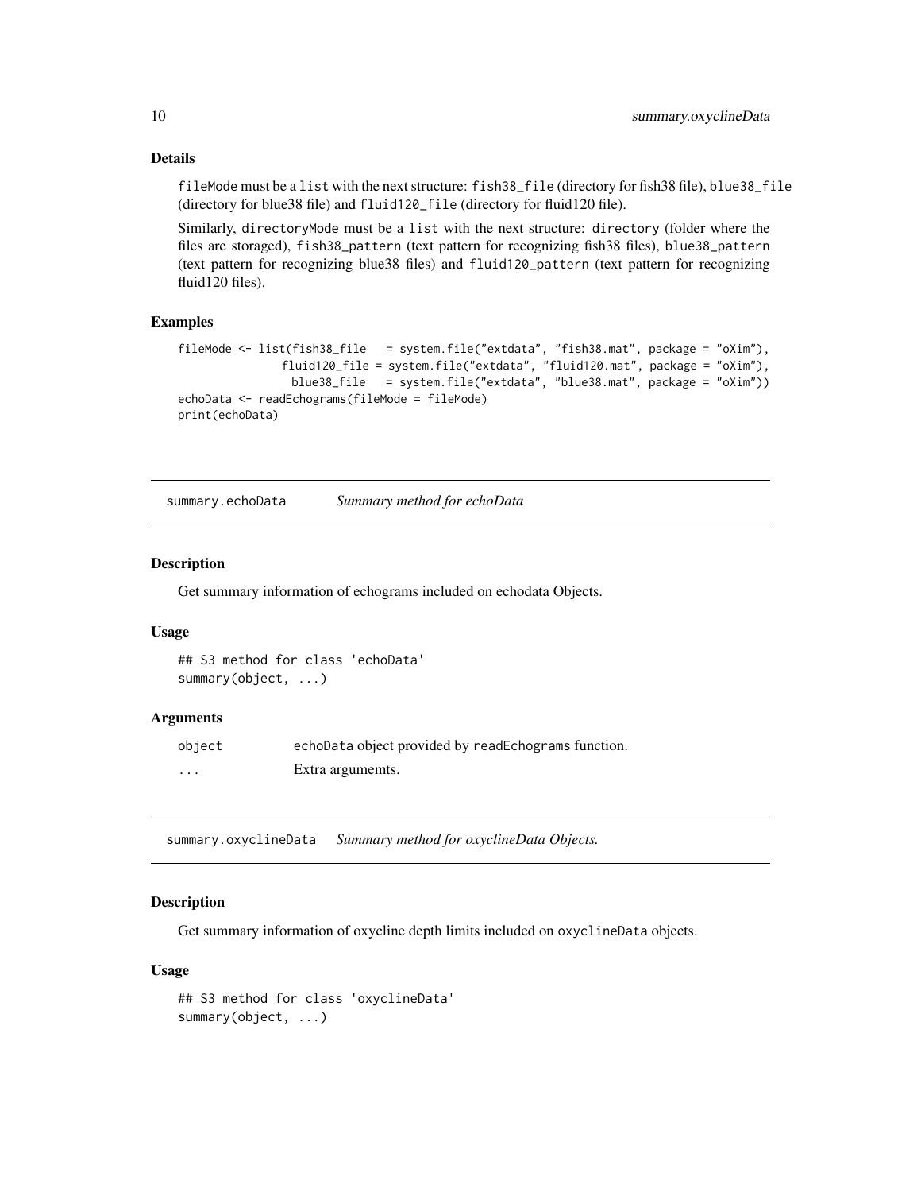## Details

fileMode must be a list with the next structure: fish38_file (directory for fish38 file), blue38_file (directory for blue38 file) and fluid120_file (directory for fluid120 file).

Similarly, directoryMode must be a list with the next structure: directory (folder where the files are storaged), fish38_pattern (text pattern for recognizing fish38 files), blue38_pattern (text pattern for recognizing blue38 files) and fluid120_pattern (text pattern for recognizing fluid120 files).

## Examples

```
fileMode <- list(fish38_file   = system.file("extdata", "fish38.mat", package = "oXim"),
               fluid120_file = system.file("extdata", "fluid120.mat", package = "oXim"),
                blue38_file   = system.file("extdata", "blue38.mat", package = "oXim"))
echoData <- readEchograms(fileMode = fileMode)
print(echoData)
```

---

# summary.echoData — *Summary method for echoData*

## Description

Get summary information of echograms included on echodata Objects.

## Usage

```
## S3 method for class 'echoData'
summary(object, ...)
```

## Arguments

| | |
|---|---|
| object | echoData object provided by readEchograms function. |
| ... | Extra argumemts. |

---

# summary.oxyclineData — *Summary method for oxyclineData Objects.*

## Description

Get summary information of oxycline depth limits included on oxyclineData objects.

## Usage

```
## S3 method for class 'oxyclineData'
summary(object, ...)
```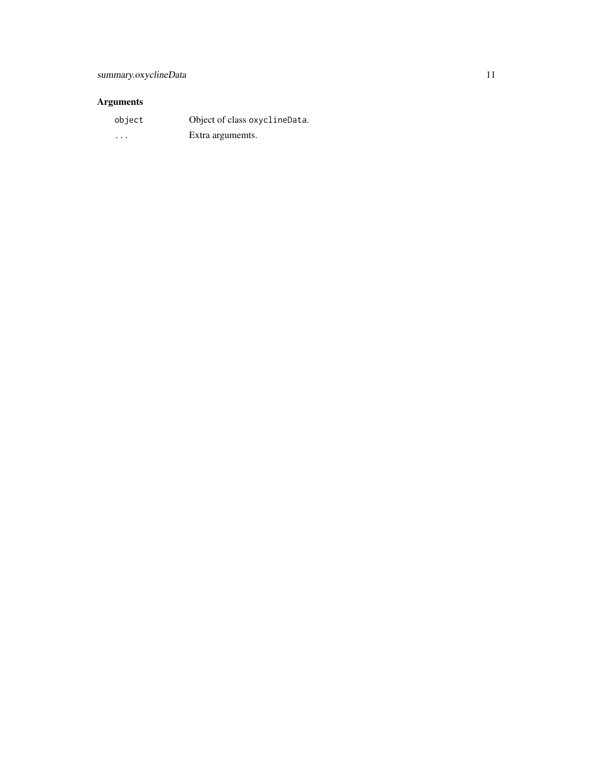## Arguments

| | |
|---|---|
| `object` | Object of class `oxyclineData`. |
| `...` | Extra argumemts. |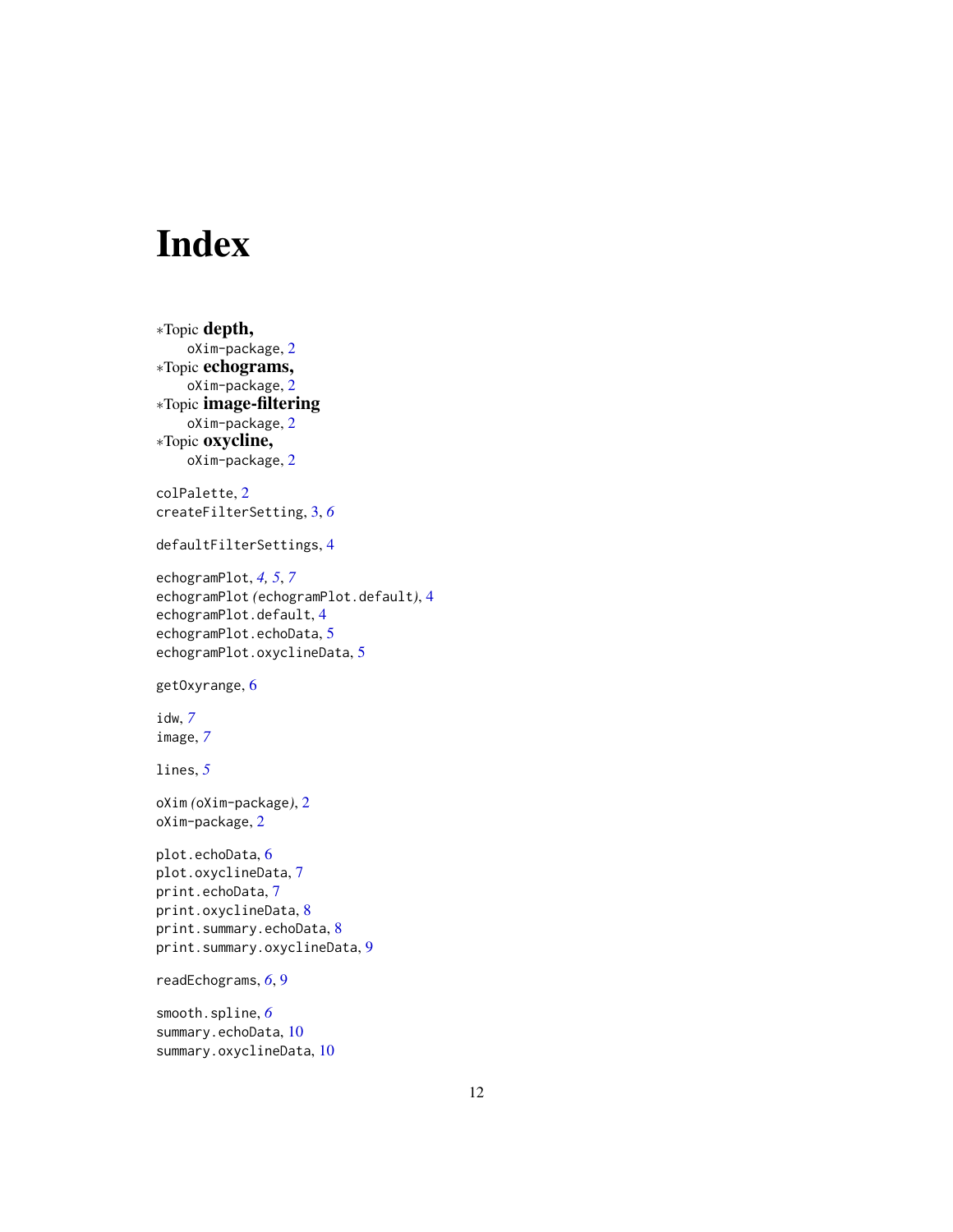# Index

*Topic **depth,**
    oXim-package, 2
*Topic **echograms,**
    oXim-package, 2
*Topic **image-filtering**
    oXim-package, 2
*Topic **oxycline,**
    oXim-package, 2

colPalette, 2
createFilterSetting, 3, *6*

defaultFilterSettings, 4

echogramPlot, *4, 5*, *7*
echogramPlot *(*echogramPlot.default*)*, 4
echogramPlot.default, 4
echogramPlot.echoData, 5
echogramPlot.oxyclineData, 5

getOxyrange, 6

idw, *7*
image, *7*

lines, *5*

oXim *(*oXim-package*)*, 2
oXim-package, 2

plot.echoData, 6
plot.oxyclineData, 7
print.echoData, 7
print.oxyclineData, 8
print.summary.echoData, 8
print.summary.oxyclineData, 9

readEchograms, *6*, 9

smooth.spline, *6*
summary.echoData, 10
summary.oxyclineData, 10